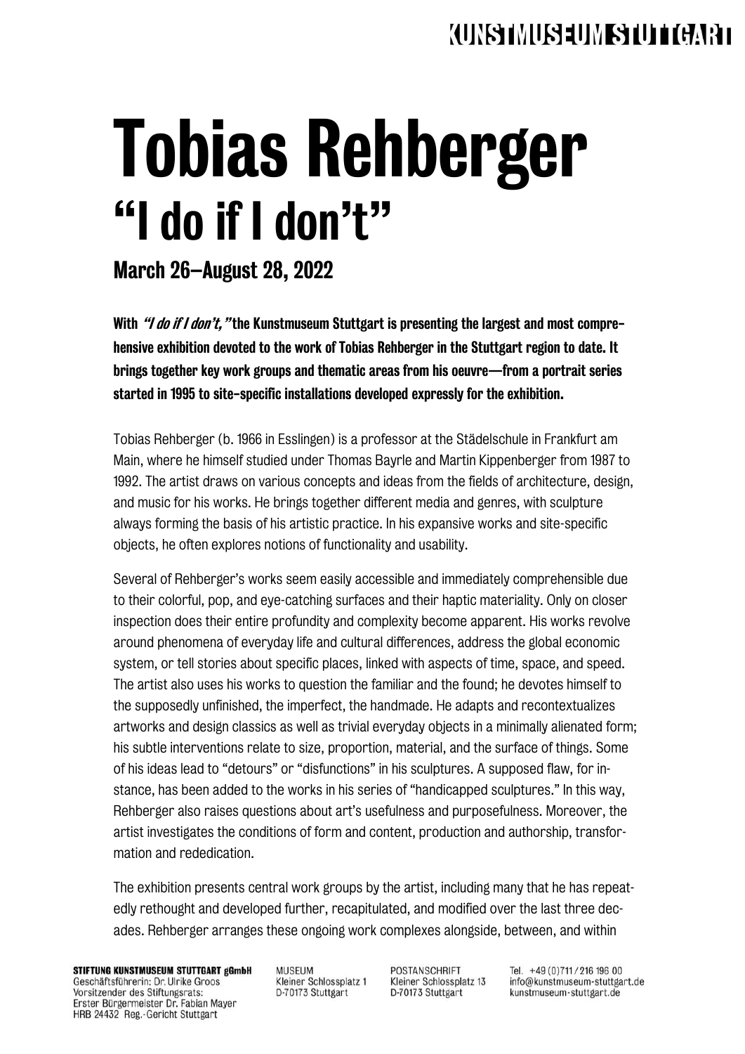# Tobias Rehberger

## "I do if I don't"

### March 26–August 28, 2022

**With *"I do if I don't,"* the Kunstmuseum Stuttgart is presenting the largest and most comprehensive exhibition devoted to the work of Tobias Rehberger in the Stuttgart region to date. It brings together key work groups and thematic areas from his oeuvre—from a portrait series started in 1995 to site-specific installations developed expressly for the exhibition.**

Tobias Rehberger (b. 1966 in Esslingen) is a professor at the Städelschule in Frankfurt am Main, where he himself studied under Thomas Bayrle and Martin Kippenberger from 1987 to 1992. The artist draws on various concepts and ideas from the fields of architecture, design, and music for his works. He brings together different media and genres, with sculpture always forming the basis of his artistic practice. In his expansive works and site-specific objects, he often explores notions of functionality and usability.

Several of Rehberger's works seem easily accessible and immediately comprehensible due to their colorful, pop, and eye-catching surfaces and their haptic materiality. Only on closer inspection does their entire profundity and complexity become apparent. His works revolve around phenomena of everyday life and cultural differences, address the global economic system, or tell stories about specific places, linked with aspects of time, space, and speed. The artist also uses his works to question the familiar and the found; he devotes himself to the supposedly unfinished, the imperfect, the handmade. He adapts and recontextualizes artworks and design classics as well as trivial everyday objects in a minimally alienated form; his subtle interventions relate to size, proportion, material, and the surface of things. Some of his ideas lead to "detours" or "disfunctions" in his sculptures. A supposed flaw, for instance, has been added to the works in his series of "handicapped sculptures." In this way, Rehberger also raises questions about art's usefulness and purposefulness. Moreover, the artist investigates the conditions of form and content, production and authorship, transformation and rededication.

The exhibition presents central work groups by the artist, including many that he has repeatedly rethought and developed further, recapitulated, and modified over the last three decades. Rehberger arranges these ongoing work complexes alongside, between, and within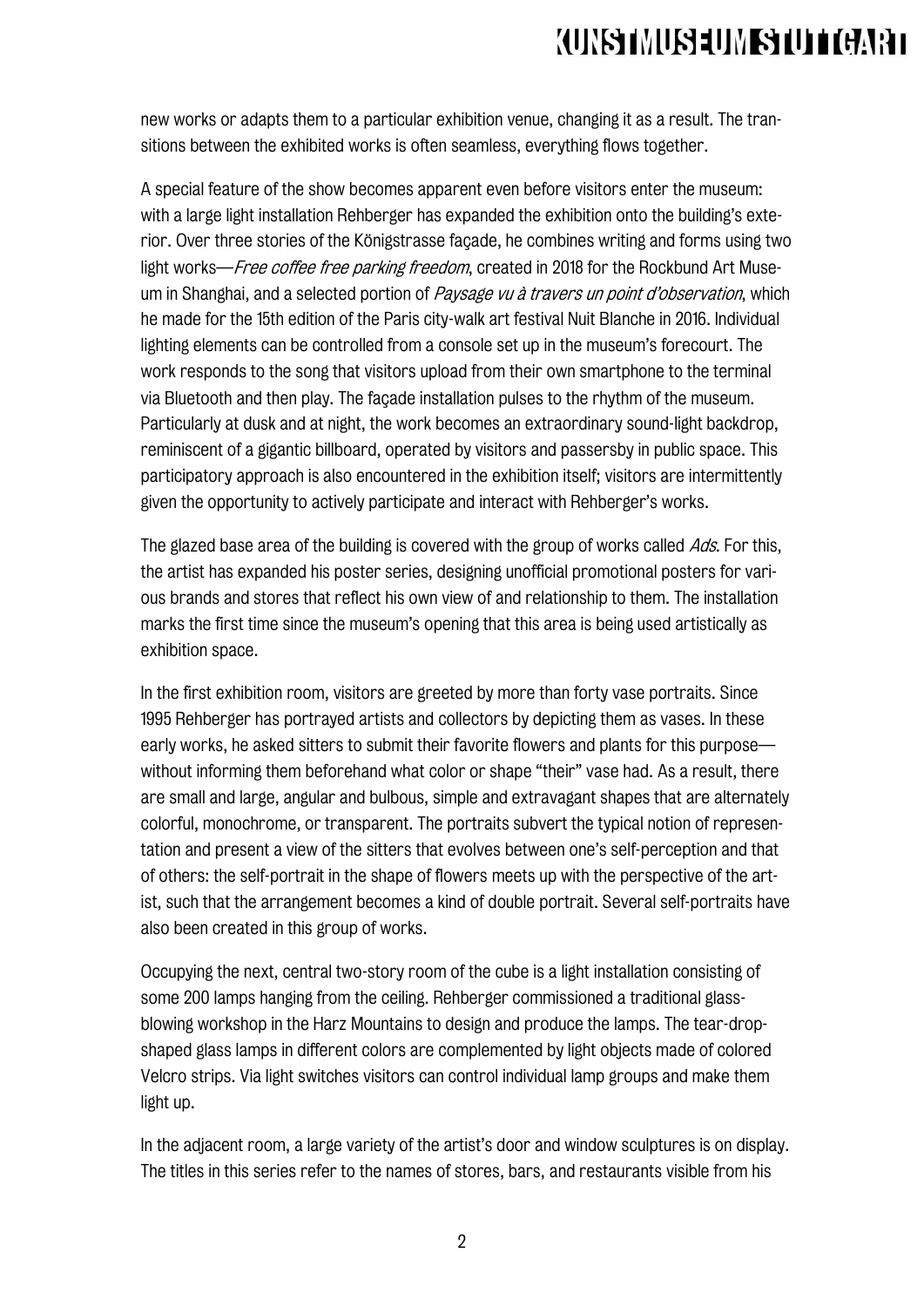new works or adapts them to a particular exhibition venue, changing it as a result. The transitions between the exhibited works is often seamless, everything flows together.

A special feature of the show becomes apparent even before visitors enter the museum: with a large light installation Rehberger has expanded the exhibition onto the building's exterior. Over three stories of the Königstrasse façade, he combines writing and forms using two light works—*Free coffee free parking freedom*, created in 2018 for the Rockbund Art Museum in Shanghai, and a selected portion of *Paysage vu à travers un point d'observation*, which he made for the 15th edition of the Paris city-walk art festival Nuit Blanche in 2016. Individual lighting elements can be controlled from a console set up in the museum's forecourt. The work responds to the song that visitors upload from their own smartphone to the terminal via Bluetooth and then play. The façade installation pulses to the rhythm of the museum. Particularly at dusk and at night, the work becomes an extraordinary sound-light backdrop, reminiscent of a gigantic billboard, operated by visitors and passersby in public space. This participatory approach is also encountered in the exhibition itself; visitors are intermittently given the opportunity to actively participate and interact with Rehberger's works.

The glazed base area of the building is covered with the group of works called *Ads*. For this, the artist has expanded his poster series, designing unofficial promotional posters for various brands and stores that reflect his own view of and relationship to them. The installation marks the first time since the museum's opening that this area is being used artistically as exhibition space.

In the first exhibition room, visitors are greeted by more than forty vase portraits. Since 1995 Rehberger has portrayed artists and collectors by depicting them as vases. In these early works, he asked sitters to submit their favorite flowers and plants for this purpose—without informing them beforehand what color or shape "their" vase had. As a result, there are small and large, angular and bulbous, simple and extravagant shapes that are alternately colorful, monochrome, or transparent. The portraits subvert the typical notion of representation and present a view of the sitters that evolves between one's self-perception and that of others: the self-portrait in the shape of flowers meets up with the perspective of the artist, such that the arrangement becomes a kind of double portrait. Several self-portraits have also been created in this group of works.

Occupying the next, central two-story room of the cube is a light installation consisting of some 200 lamps hanging from the ceiling. Rehberger commissioned a traditional glassblowing workshop in the Harz Mountains to design and produce the lamps. The tear-drop-shaped glass lamps in different colors are complemented by light objects made of colored Velcro strips. Via light switches visitors can control individual lamp groups and make them light up.

In the adjacent room, a large variety of the artist's door and window sculptures is on display. The titles in this series refer to the names of stores, bars, and restaurants visible from his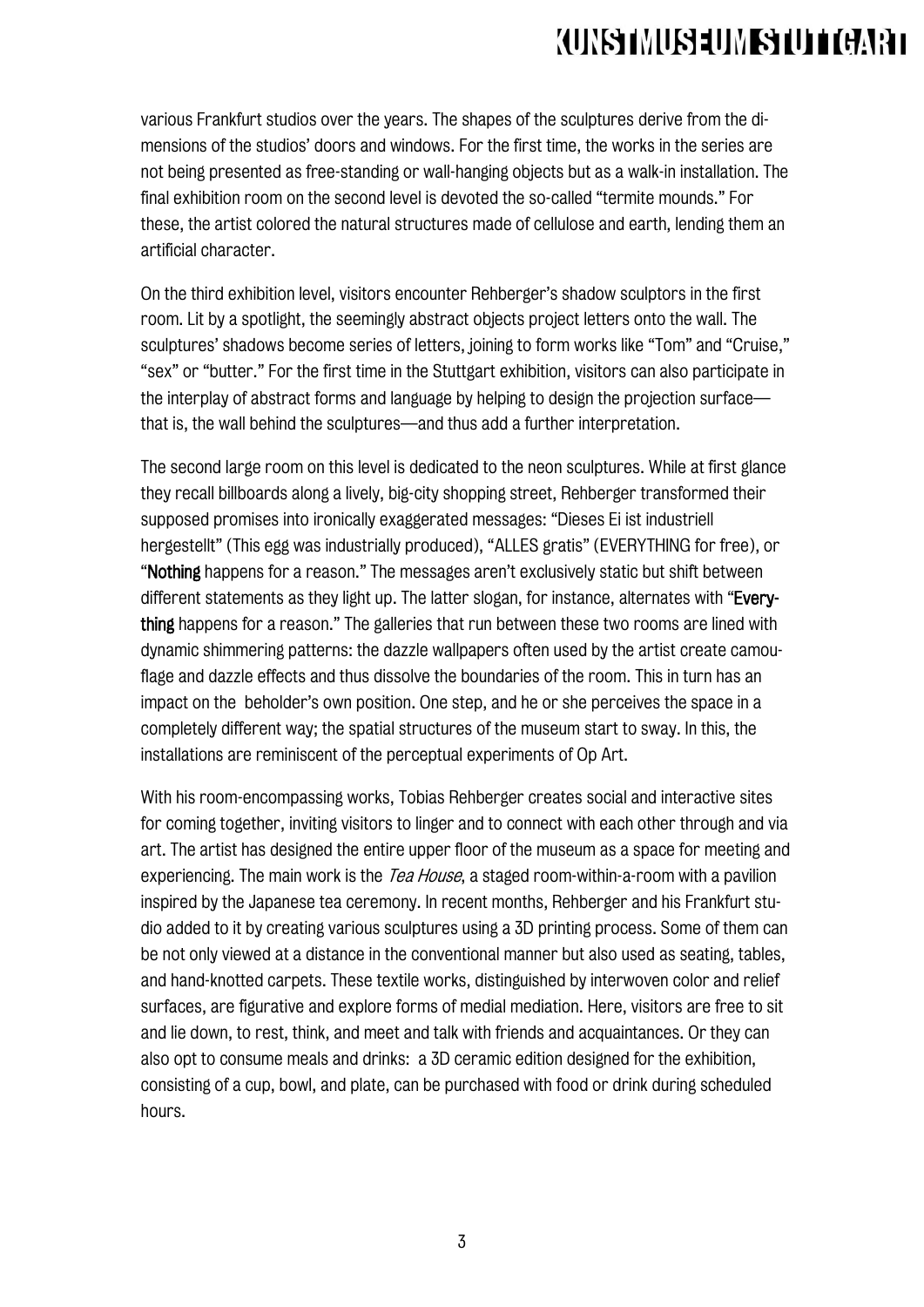various Frankfurt studios over the years. The shapes of the sculptures derive from the dimensions of the studios' doors and windows. For the first time, the works in the series are not being presented as free-standing or wall-hanging objects but as a walk-in installation. The final exhibition room on the second level is devoted the so-called "termite mounds." For these, the artist colored the natural structures made of cellulose and earth, lending them an artificial character.

On the third exhibition level, visitors encounter Rehberger's shadow sculptors in the first room. Lit by a spotlight, the seemingly abstract objects project letters onto the wall. The sculptures' shadows become series of letters, joining to form works like "Tom" and "Cruise," "sex" or "butter." For the first time in the Stuttgart exhibition, visitors can also participate in the interplay of abstract forms and language by helping to design the projection surface—that is, the wall behind the sculptures—and thus add a further interpretation.

The second large room on this level is dedicated to the neon sculptures. While at first glance they recall billboards along a lively, big-city shopping street, Rehberger transformed their supposed promises into ironically exaggerated messages: "Dieses Ei ist industriell hergestellt" (This egg was industrially produced), "ALLES gratis" (EVERYTHING for free), or "**Nothing** happens for a reason." The messages aren't exclusively static but shift between different statements as they light up. The latter slogan, for instance, alternates with "**Everything** happens for a reason." The galleries that run between these two rooms are lined with dynamic shimmering patterns: the dazzle wallpapers often used by the artist create camouflage and dazzle effects and thus dissolve the boundaries of the room. This in turn has an impact on the beholder's own position. One step, and he or she perceives the space in a completely different way; the spatial structures of the museum start to sway. In this, the installations are reminiscent of the perceptual experiments of Op Art.

With his room-encompassing works, Tobias Rehberger creates social and interactive sites for coming together, inviting visitors to linger and to connect with each other through and via art. The artist has designed the entire upper floor of the museum as a space for meeting and experiencing. The main work is the *Tea House*, a staged room-within-a-room with a pavilion inspired by the Japanese tea ceremony. In recent months, Rehberger and his Frankfurt studio added to it by creating various sculptures using a 3D printing process. Some of them can be not only viewed at a distance in the conventional manner but also used as seating, tables, and hand-knotted carpets. These textile works, distinguished by interwoven color and relief surfaces, are figurative and explore forms of medial mediation. Here, visitors are free to sit and lie down, to rest, think, and meet and talk with friends and acquaintances. Or they can also opt to consume meals and drinks: a 3D ceramic edition designed for the exhibition, consisting of a cup, bowl, and plate, can be purchased with food or drink during scheduled hours.